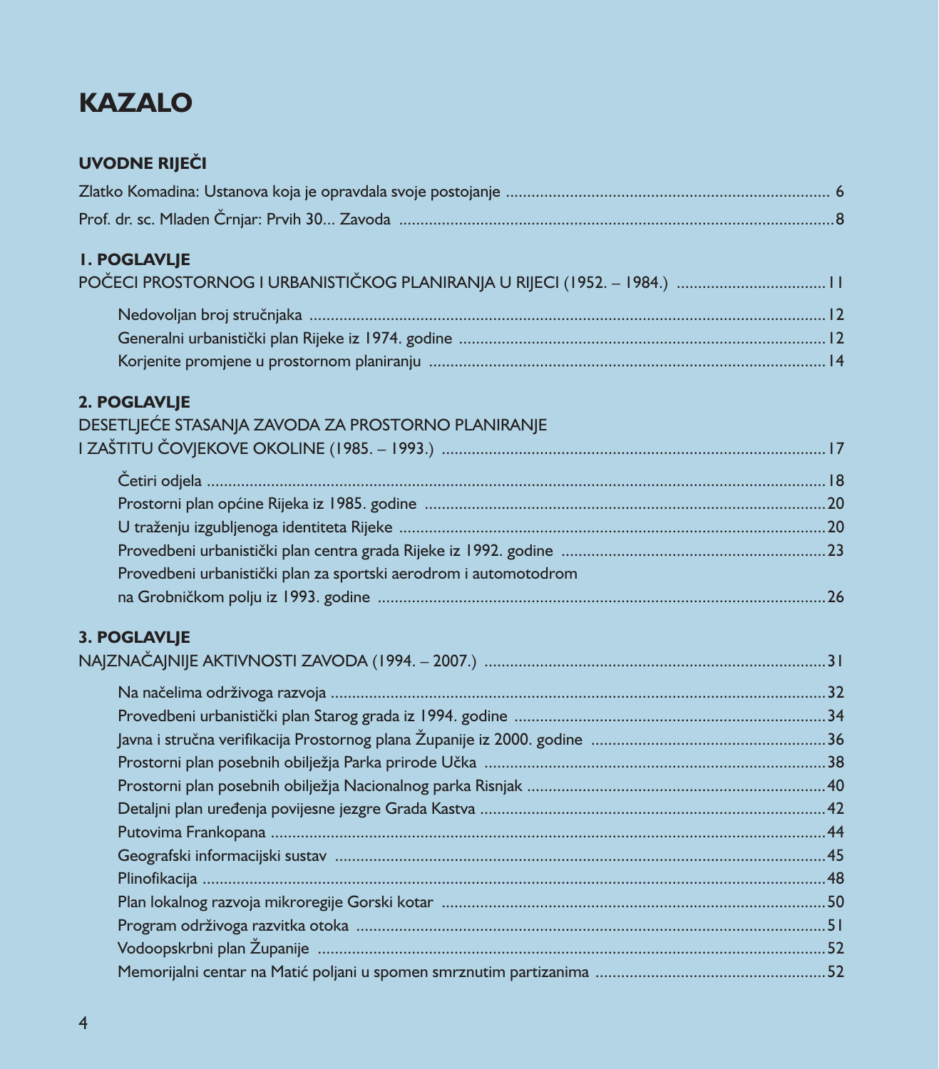# KAZALO

## UVODNE RIJEČI

Zlatko Komadina: Ustanova koja je opravdala svoje postojanje ........ 6

Prof. dr. sc. Mladen Črnjar: Prvih 30... Zavoda ........ 8

## 1. POGLAVLJE

POČECI PROSTORNOG I URBANISTIČKOG PLANIRANJA U RIJECI (1952. – 1984.) ........ 11

- Nedovoljan broj stručnjaka ........ 12
- Generalni urbanistički plan Rijeke iz 1974. godine ........ 12
- Korjenite promjene u prostornom planiranju ........ 14

## 2. POGLAVLJE

DESETLJEĆE STASANJA ZAVODA ZA PROSTORNO PLANIRANJE I ZAŠTITU ČOVJEKOVE OKOLINE (1985. – 1993.) ........ 17

- Četiri odjela ........ 18
- Prostorni plan općine Rijeka iz 1985. godine ........ 20
- U traženju izgubljenoga identiteta Rijeke ........ 20
- Provedbeni urbanistički plan centra grada Rijeke iz 1992. godine ........ 23
- Provedbeni urbanistički plan za sportski aerodrom i automotodrom na Grobničkom polju iz 1993. godine ........ 26

## 3. POGLAVLJE

NAJZNAČAJNIJE AKTIVNOSTI ZAVODA (1994. – 2007.) ........ 31

- Na načelima održivoga razvoja ........ 32
- Provedbeni urbanistički plan Starog grada iz 1994. godine ........ 34
- Javna i stručna verifikacija Prostornog plana Županije iz 2000. godine ........ 36
- Prostorni plan posebnih obilježja Parka prirode Učka ........ 38
- Prostorni plan posebnih obilježja Nacionalnog parka Risnjak ........ 40
- Detaljni plan uređenja povijesne jezgre Grada Kastva ........ 42
- Putovima Frankopana ........ 44
- Geografski informacijski sustav ........ 45
- Plinofikacija ........ 48
- Plan lokalnog razvoja mikroregije Gorski kotar ........ 50
- Program održivoga razvitka otoka ........ 51
- Vodoopskrbni plan Županije ........ 52
- Memorijalni centar na Matić poljani u spomen smrznutim partizanima ........ 52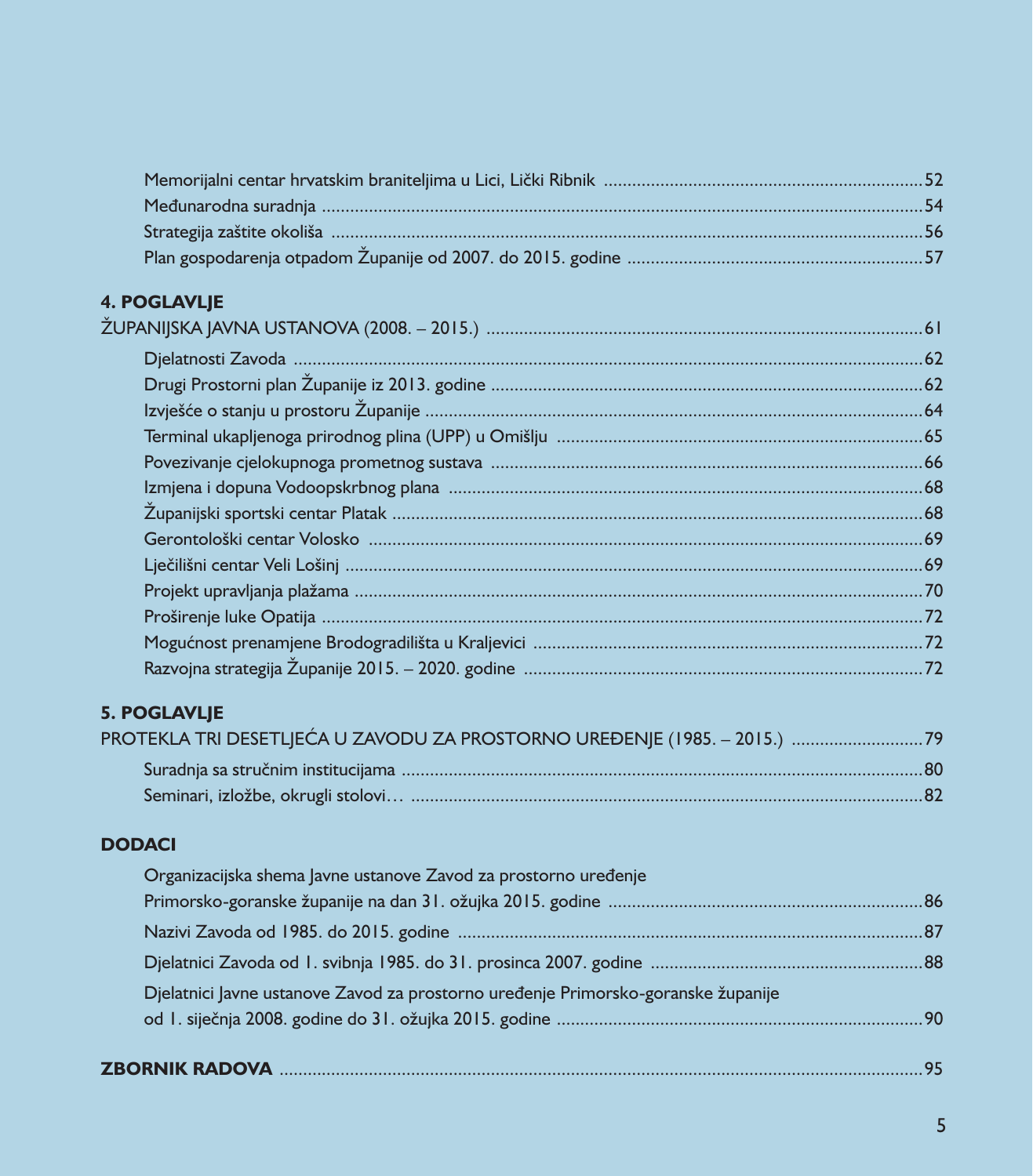Memorijalni centar hrvatskim braniteljima u Lici, Lički Ribnik ..... 52
Međunarodna suradnja ..... 54
Strategija zaštite okoliša ..... 56
Plan gospodarenja otpadom Županije od 2007. do 2015. godine ..... 57

**4. POGLAVLJE**

ŽUPANIJSKA JAVNA USTANOVA (2008. – 2015.) ..... 61

Djelatnosti Zavoda ..... 62
Drugi Prostorni plan Županije iz 2013. godine ..... 62
Izvješće o stanju u prostoru Županije ..... 64
Terminal ukapljenoga prirodnog plina (UPP) u Omišlju ..... 65
Povezivanje cjelokupnoga prometnog sustava ..... 66
Izmjena i dopuna Vodoopskrbnog plana ..... 68
Županijski sportski centar Platak ..... 68
Gerontološki centar Volosko ..... 69
Lječilišni centar Veli Lošinj ..... 69
Projekt upravljanja plažama ..... 70
Proširenje luke Opatija ..... 72
Mogućnost prenamjene Brodogradilišta u Kraljevici ..... 72
Razvojna strategija Županije 2015. – 2020. godine ..... 72

**5. POGLAVLJE**

PROTEKLA TRI DESETLJEĆA U ZAVODU ZA PROSTORNO UREĐENJE (1985. – 2015.) ..... 79

Suradnja sa stručnim institucijama ..... 80
Seminari, izložbe, okrugli stolovi… ..... 82

**DODACI**

Organizacijska shema Javne ustanove Zavod za prostorno uređenje Primorsko-goranske županije na dan 31. ožujka 2015. godine ..... 86
Nazivi Zavoda od 1985. do 2015. godine ..... 87
Djelatnici Zavoda od 1. svibnja 1985. do 31. prosinca 2007. godine ..... 88
Djelatnici Javne ustanove Zavod za prostorno uređenje Primorsko-goranske županije od 1. siječnja 2008. godine do 31. ožujka 2015. godine ..... 90

**ZBORNIK RADOVA** ..... 95